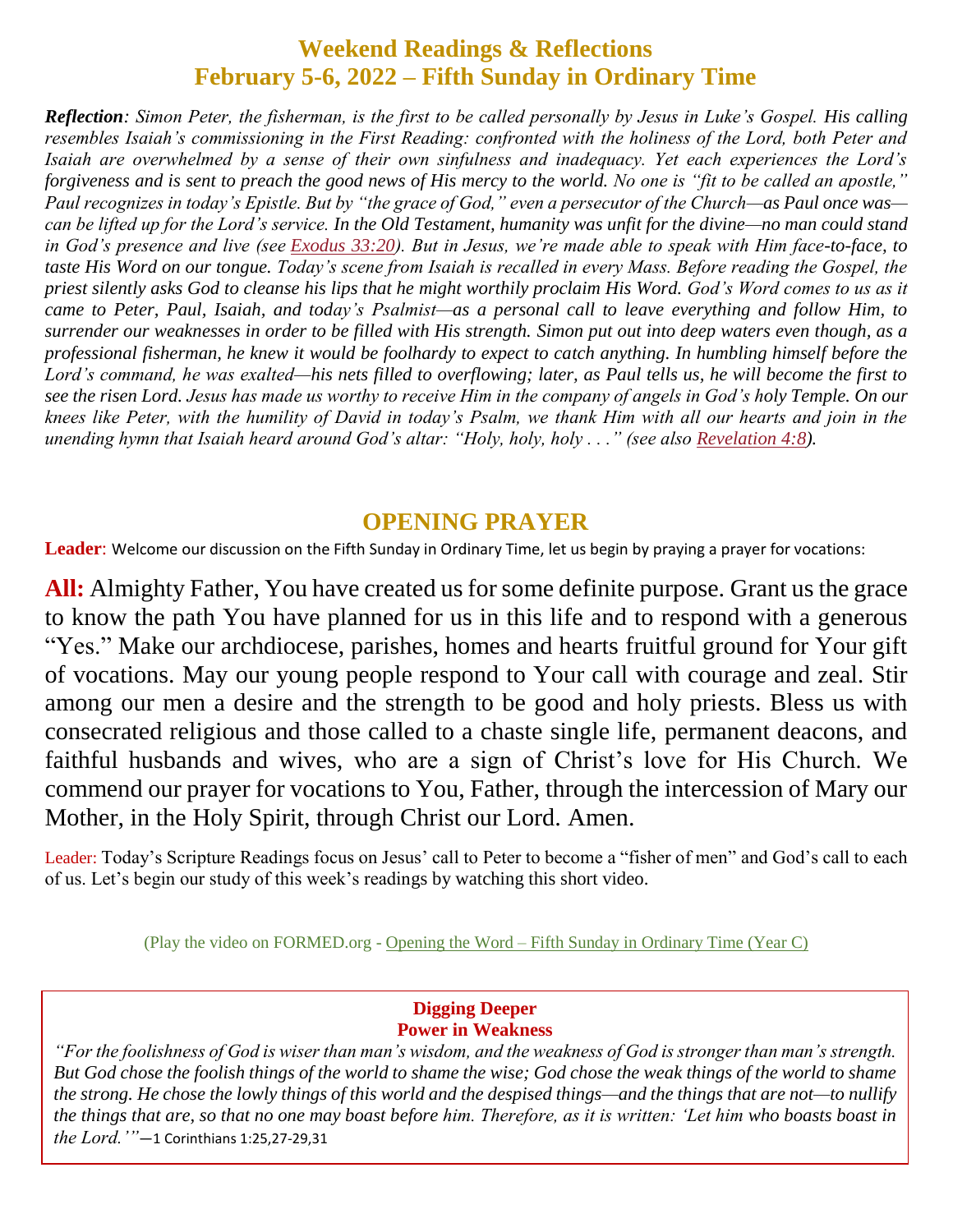# Weekend Readings & Reflections
# February 5-6, 2022 – Fifth Sunday in Ordinary Time

***Reflection**: Simon Peter, the fisherman, is the first to be called personally by Jesus in Luke's Gospel. His calling resembles Isaiah's commissioning in the First Reading: confronted with the holiness of the Lord, both Peter and Isaiah are overwhelmed by a sense of their own sinfulness and inadequacy. Yet each experiences the Lord's forgiveness and is sent to preach the good news of His mercy to the world. No one is "fit to be called an apostle," Paul recognizes in today's Epistle. But by "the grace of God," even a persecutor of the Church—as Paul once was—can be lifted up for the Lord's service. In the Old Testament, humanity was unfit for the divine—no man could stand in God's presence and live (see Exodus 33:20). But in Jesus, we're made able to speak with Him face-to-face, to taste His Word on our tongue. Today's scene from Isaiah is recalled in every Mass. Before reading the Gospel, the priest silently asks God to cleanse his lips that he might worthily proclaim His Word. God's Word comes to us as it came to Peter, Paul, Isaiah, and today's Psalmist—as a personal call to leave everything and follow Him, to surrender our weaknesses in order to be filled with His strength. Simon put out into deep waters even though, as a professional fisherman, he knew it would be foolhardy to expect to catch anything. In humbling himself before the Lord's command, he was exalted—his nets filled to overflowing; later, as Paul tells us, he will become the first to see the risen Lord. Jesus has made us worthy to receive Him in the company of angels in God's holy Temple. On our knees like Peter, with the humility of David in today's Psalm, we thank Him with all our hearts and join in the unending hymn that Isaiah heard around God's altar: "Holy, holy, holy . . ." (see also Revelation 4:8).*

## OPENING PRAYER

**Leader**: Welcome our discussion on the Fifth Sunday in Ordinary Time, let us begin by praying a prayer for vocations:

**All:** Almighty Father, You have created us for some definite purpose. Grant us the grace to know the path You have planned for us in this life and to respond with a generous "Yes." Make our archdiocese, parishes, homes and hearts fruitful ground for Your gift of vocations. May our young people respond to Your call with courage and zeal. Stir among our men a desire and the strength to be good and holy priests. Bless us with consecrated religious and those called to a chaste single life, permanent deacons, and faithful husbands and wives, who are a sign of Christ's love for His Church. We commend our prayer for vocations to You, Father, through the intercession of Mary our Mother, in the Holy Spirit, through Christ our Lord. Amen.

Leader: Today's Scripture Readings focus on Jesus' call to Peter to become a "fisher of men" and God's call to each of us. Let's begin our study of this week's readings by watching this short video.

(Play the video on FORMED.org - Opening the Word – Fifth Sunday in Ordinary Time (Year C))

**Digging Deeper**
**Power in Weakness**

*"For the foolishness of God is wiser than man's wisdom, and the weakness of God is stronger than man's strength. But God chose the foolish things of the world to shame the wise; God chose the weak things of the world to shame the strong. He chose the lowly things of this world and the despised things—and the things that are not—to nullify the things that are, so that no one may boast before him. Therefore, as it is written: 'Let him who boasts boast in the Lord.'"*—1 Corinthians 1:25,27-29,31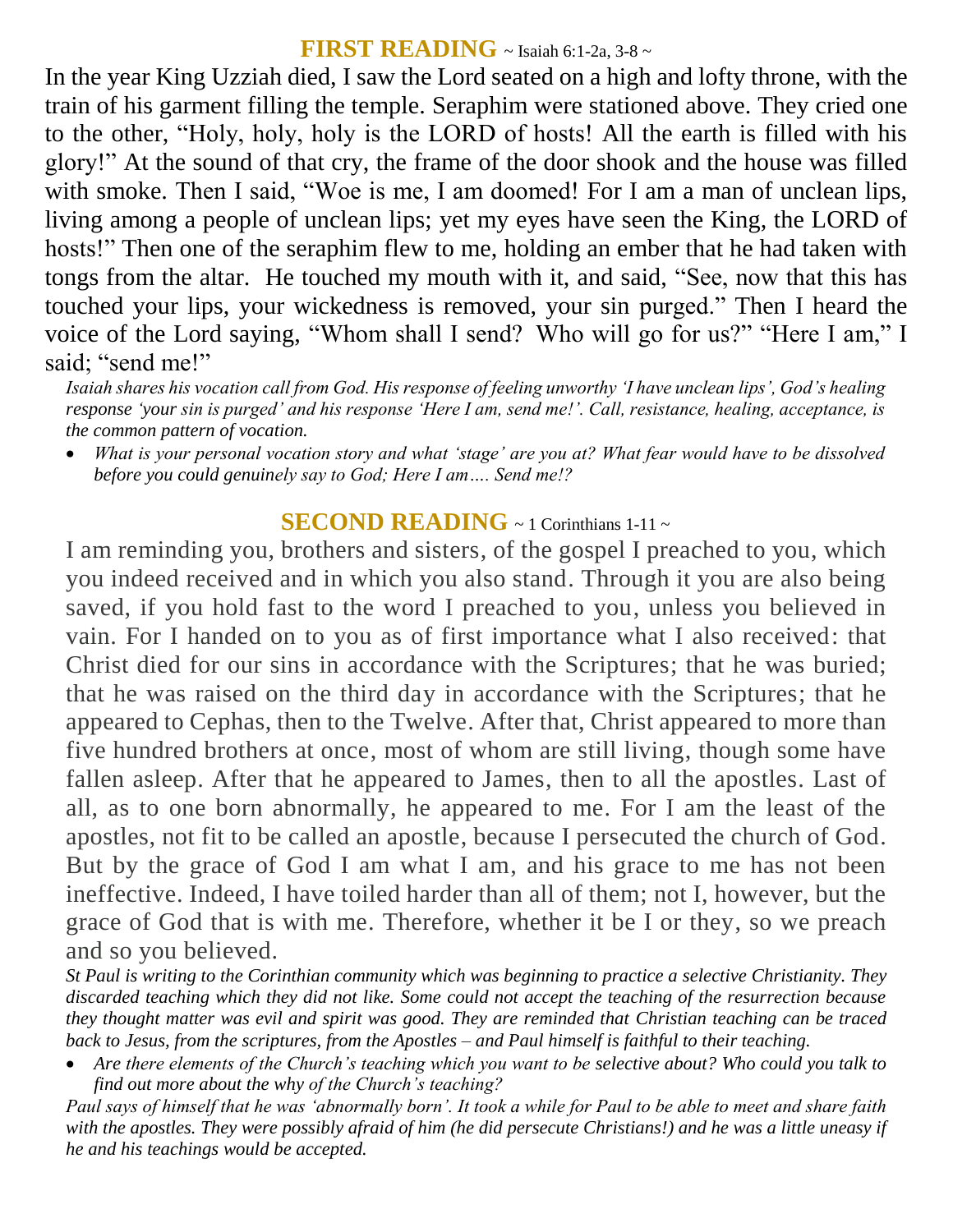## FIRST READING ~ Isaiah 6:1-2a, 3-8 ~

In the year King Uzziah died, I saw the Lord seated on a high and lofty throne, with the train of his garment filling the temple. Seraphim were stationed above. They cried one to the other, "Holy, holy, holy is the LORD of hosts! All the earth is filled with his glory!" At the sound of that cry, the frame of the door shook and the house was filled with smoke. Then I said, "Woe is me, I am doomed! For I am a man of unclean lips, living among a people of unclean lips; yet my eyes have seen the King, the LORD of hosts!" Then one of the seraphim flew to me, holding an ember that he had taken with tongs from the altar. He touched my mouth with it, and said, "See, now that this has touched your lips, your wickedness is removed, your sin purged." Then I heard the voice of the Lord saying, "Whom shall I send? Who will go for us?" "Here I am," I said; "send me!"

*Isaiah shares his vocation call from God. His response of feeling unworthy 'I have unclean lips', God's healing response 'your sin is purged' and his response 'Here I am, send me!'. Call, resistance, healing, acceptance, is the common pattern of vocation.*

- *What is your personal vocation story and what 'stage' are you at? What fear would have to be dissolved before you could genuinely say to God; Here I am…. Send me!?*

## SECOND READING ~ 1 Corinthians 1-11 ~

I am reminding you, brothers and sisters, of the gospel I preached to you, which you indeed received and in which you also stand. Through it you are also being saved, if you hold fast to the word I preached to you, unless you believed in vain. For I handed on to you as of first importance what I also received: that Christ died for our sins in accordance with the Scriptures; that he was buried; that he was raised on the third day in accordance with the Scriptures; that he appeared to Cephas, then to the Twelve. After that, Christ appeared to more than five hundred brothers at once, most of whom are still living, though some have fallen asleep. After that he appeared to James, then to all the apostles. Last of all, as to one born abnormally, he appeared to me. For I am the least of the apostles, not fit to be called an apostle, because I persecuted the church of God. But by the grace of God I am what I am, and his grace to me has not been ineffective. Indeed, I have toiled harder than all of them; not I, however, but the grace of God that is with me. Therefore, whether it be I or they, so we preach and so you believed.

*St Paul is writing to the Corinthian community which was beginning to practice a selective Christianity. They discarded teaching which they did not like. Some could not accept the teaching of the resurrection because they thought matter was evil and spirit was good. They are reminded that Christian teaching can be traced back to Jesus, from the scriptures, from the Apostles – and Paul himself is faithful to their teaching.*

- *Are there elements of the Church's teaching which you want to be selective about? Who could you talk to find out more about the why of the Church's teaching?*

*Paul says of himself that he was 'abnormally born'. It took a while for Paul to be able to meet and share faith with the apostles. They were possibly afraid of him (he did persecute Christians!) and he was a little uneasy if he and his teachings would be accepted.*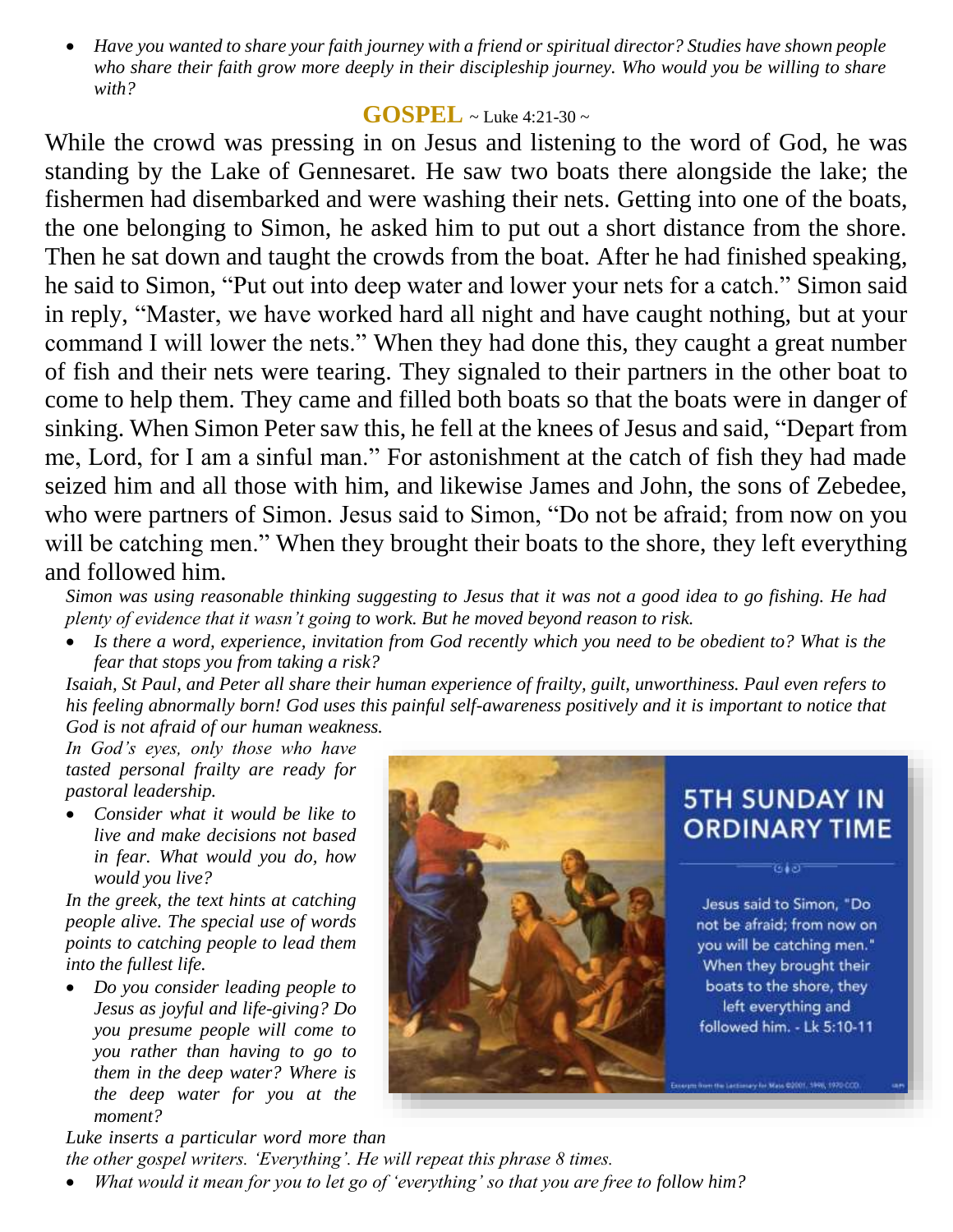- *Have you wanted to share your faith journey with a friend or spiritual director? Studies have shown people who share their faith grow more deeply in their discipleship journey. Who would you be willing to share with?*

## GOSPEL ~ Luke 4:21-30 ~

While the crowd was pressing in on Jesus and listening to the word of God, he was standing by the Lake of Gennesaret. He saw two boats there alongside the lake; the fishermen had disembarked and were washing their nets. Getting into one of the boats, the one belonging to Simon, he asked him to put out a short distance from the shore. Then he sat down and taught the crowds from the boat. After he had finished speaking, he said to Simon, "Put out into deep water and lower your nets for a catch." Simon said in reply, "Master, we have worked hard all night and have caught nothing, but at your command I will lower the nets." When they had done this, they caught a great number of fish and their nets were tearing. They signaled to their partners in the other boat to come to help them. They came and filled both boats so that the boats were in danger of sinking. When Simon Peter saw this, he fell at the knees of Jesus and said, "Depart from me, Lord, for I am a sinful man." For astonishment at the catch of fish they had made seized him and all those with him, and likewise James and John, the sons of Zebedee, who were partners of Simon. Jesus said to Simon, "Do not be afraid; from now on you will be catching men." When they brought their boats to the shore, they left everything and followed him.

*Simon was using reasonable thinking suggesting to Jesus that it was not a good idea to go fishing. He had plenty of evidence that it wasn't going to work. But he moved beyond reason to risk.*

- *Is there a word, experience, invitation from God recently which you need to be obedient to? What is the fear that stops you from taking a risk?*

*Isaiah, St Paul, and Peter all share their human experience of frailty, guilt, unworthiness. Paul even refers to his feeling abnormally born! God uses this painful self-awareness positively and it is important to notice that God is not afraid of our human weakness.*

*In God's eyes, only those who have tasted personal frailty are ready for pastoral leadership.*

- *Consider what it would be like to live and make decisions not based in fear. What would you do, how would you live?*

*In the greek, the text hints at catching people alive. The special use of words points to catching people to lead them into the fullest life.*

- *Do you consider leading people to Jesus as joyful and life-giving? Do you presume people will come to you rather than having to go to them in the deep water? Where is the deep water for you at the moment?*

**5TH SUNDAY IN ORDINARY TIME**

Jesus said to Simon, "Do not be afraid; from now on you will be catching men." When they brought their boats to the shore, they left everything and followed him. - Lk 5:10-11

*Luke inserts a particular word more than the other gospel writers. 'Everything'. He will repeat this phrase 8 times.*

- *What would it mean for you to let go of 'everything' so that you are free to follow him?*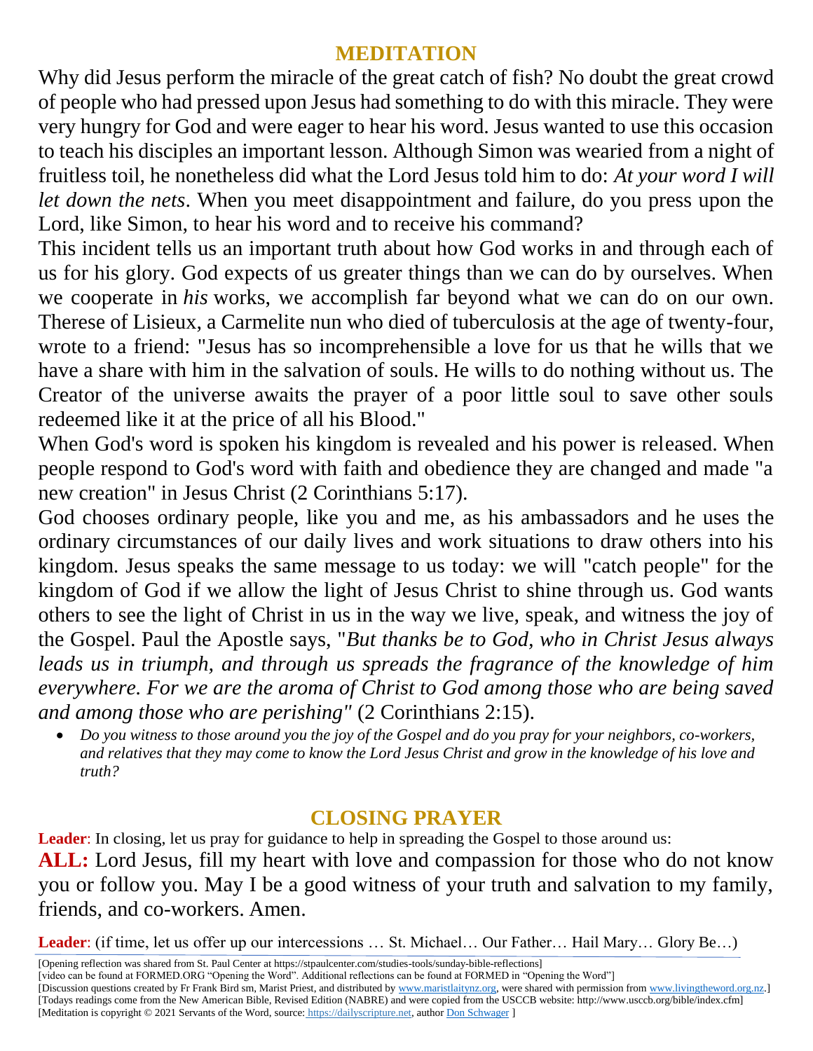## MEDITATION

Why did Jesus perform the miracle of the great catch of fish? No doubt the great crowd of people who had pressed upon Jesus had something to do with this miracle. They were very hungry for God and were eager to hear his word. Jesus wanted to use this occasion to teach his disciples an important lesson. Although Simon was wearied from a night of fruitless toil, he nonetheless did what the Lord Jesus told him to do: *At your word I will let down the nets*. When you meet disappointment and failure, do you press upon the Lord, like Simon, to hear his word and to receive his command?

This incident tells us an important truth about how God works in and through each of us for his glory. God expects of us greater things than we can do by ourselves. When we cooperate in *his* works, we accomplish far beyond what we can do on our own. Therese of Lisieux, a Carmelite nun who died of tuberculosis at the age of twenty-four, wrote to a friend: "Jesus has so incomprehensible a love for us that he wills that we have a share with him in the salvation of souls. He wills to do nothing without us. The Creator of the universe awaits the prayer of a poor little soul to save other souls redeemed like it at the price of all his Blood."

When God's word is spoken his kingdom is revealed and his power is released. When people respond to God's word with faith and obedience they are changed and made "a new creation" in Jesus Christ (2 Corinthians 5:17).

God chooses ordinary people, like you and me, as his ambassadors and he uses the ordinary circumstances of our daily lives and work situations to draw others into his kingdom. Jesus speaks the same message to us today: we will "catch people" for the kingdom of God if we allow the light of Jesus Christ to shine through us. God wants others to see the light of Christ in us in the way we live, speak, and witness the joy of the Gospel. Paul the Apostle says, "*But thanks be to God, who in Christ Jesus always leads us in triumph, and through us spreads the fragrance of the knowledge of him everywhere. For we are the aroma of Christ to God among those who are being saved and among those who are perishing"* (2 Corinthians 2:15).

- *Do you witness to those around you the joy of the Gospel and do you pray for your neighbors, co-workers, and relatives that they may come to know the Lord Jesus Christ and grow in the knowledge of his love and truth?*

## CLOSING PRAYER

**Leader**: In closing, let us pray for guidance to help in spreading the Gospel to those around us:

**ALL:** Lord Jesus, fill my heart with love and compassion for those who do not know you or follow you. May I be a good witness of your truth and salvation to my family, friends, and co-workers. Amen.

**Leader**: (if time, let us offer up our intercessions … St. Michael… Our Father… Hail Mary… Glory Be…)

[Opening reflection was shared from St. Paul Center at https://stpaulcenter.com/studies-tools/sunday-bible-reflections]
[video can be found at FORMED.ORG "Opening the Word". Additional reflections can be found at FORMED in "Opening the Word"]
[Discussion questions created by Fr Frank Bird sm, Marist Priest, and distributed by www.maristlaitynz.org, were shared with permission from www.livingtheword.org.nz.]
[Todays readings come from the New American Bible, Revised Edition (NABRE) and were copied from the USCCB website: http://www.usccb.org/bible/index.cfm]
[Meditation is copyright © 2021 Servants of the Word, source: https://dailyscripture.net, author Don Schwager ]